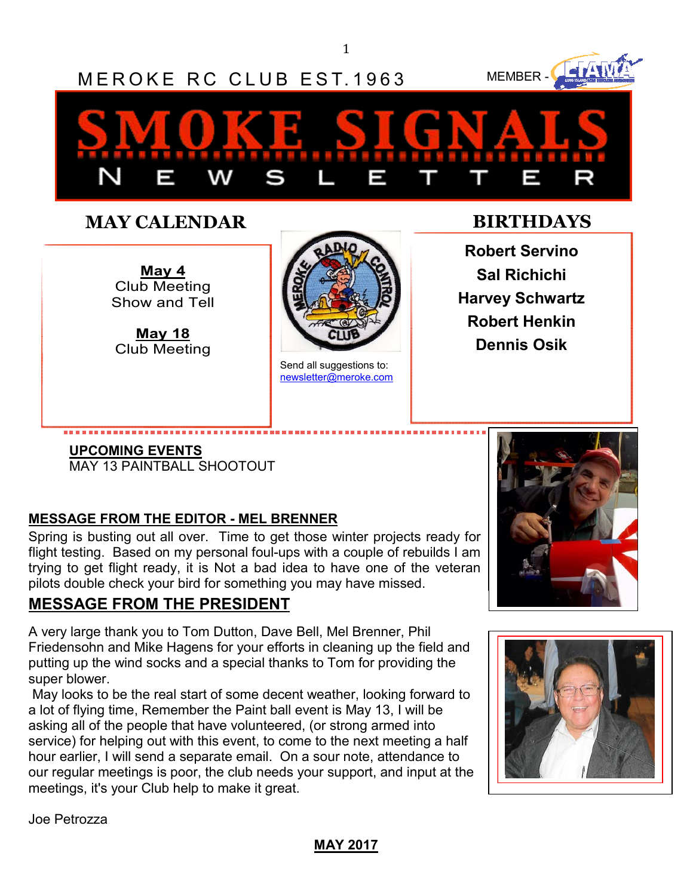MEROKE RC CLUB EST.1963

MEMBER - LIAMA

# SMOKE SIGNALS NEWSLETTER

## MAY CALENDAR

**May 4**
Club Meeting
Show and Tell

**May 18**
Club Meeting

Send all suggestions to:
newsletter@meroke.com

## BIRTHDAYS

**Robert Servino**
**Sal Richichi**
**Harvey Schwartz**
**Robert Henkin**
**Dennis Osik**

**UPCOMING EVENTS**
MAY 13 PAINTBALL SHOOTOUT

**MESSAGE FROM THE EDITOR - MEL BRENNER**

Spring is busting out all over. Time to get those winter projects ready for flight testing. Based on my personal foul-ups with a couple of rebuilds I am trying to get flight ready, it is Not a bad idea to have one of the veteran pilots double check your bird for something you may have missed.

## MESSAGE FROM THE PRESIDENT

A very large thank you to Tom Dutton, Dave Bell, Mel Brenner, Phil Friedensohn and Mike Hagens for your efforts in cleaning up the field and putting up the wind socks and a special thanks to Tom for providing the super blower.

May looks to be the real start of some decent weather, looking forward to a lot of flying time, Remember the Paint ball event is May 13, I will be asking all of the people that have volunteered, (or strong armed into service) for helping out with this event, to come to the next meeting a half hour earlier, I will send a separate email. On a sour note, attendance to our regular meetings is poor, the club needs your support, and input at the meetings, it's your Club help to make it great.

Joe Petrozza

**MAY 2017**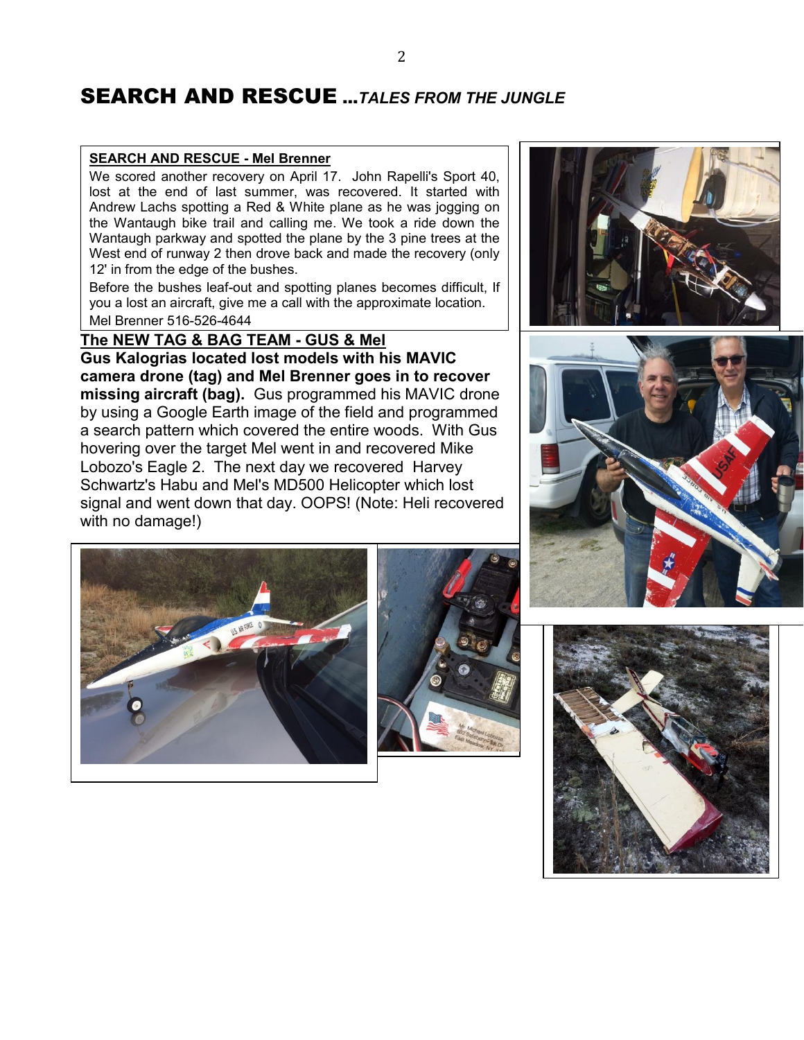# SEARCH AND RESCUE ...*TALES FROM THE JUNGLE*

**SEARCH AND RESCUE - Mel Brenner**

We scored another recovery on April 17. John Rapelli's Sport 40, lost at the end of last summer, was recovered. It started with Andrew Lachs spotting a Red & White plane as he was jogging on the Wantaugh bike trail and calling me. We took a ride down the Wantaugh parkway and spotted the plane by the 3 pine trees at the West end of runway 2 then drove back and made the recovery (only 12' in from the edge of the bushes.

Before the bushes leaf-out and spotting planes becomes difficult, If you a lost an aircraft, give me a call with the approximate location. Mel Brenner 516-526-4644

**The NEW TAG & BAG TEAM - GUS & Mel**

**Gus Kalogrias located lost models with his MAVIC camera drone (tag) and Mel Brenner goes in to recover missing aircraft (bag).** Gus programmed his MAVIC drone by using a Google Earth image of the field and programmed a search pattern which covered the entire woods. With Gus hovering over the target Mel went in and recovered Mike Lobozo's Eagle 2. The next day we recovered Harvey Schwartz's Habu and Mel's MD500 Helicopter which lost signal and went down that day. OOPS! (Note: Heli recovered with no damage!)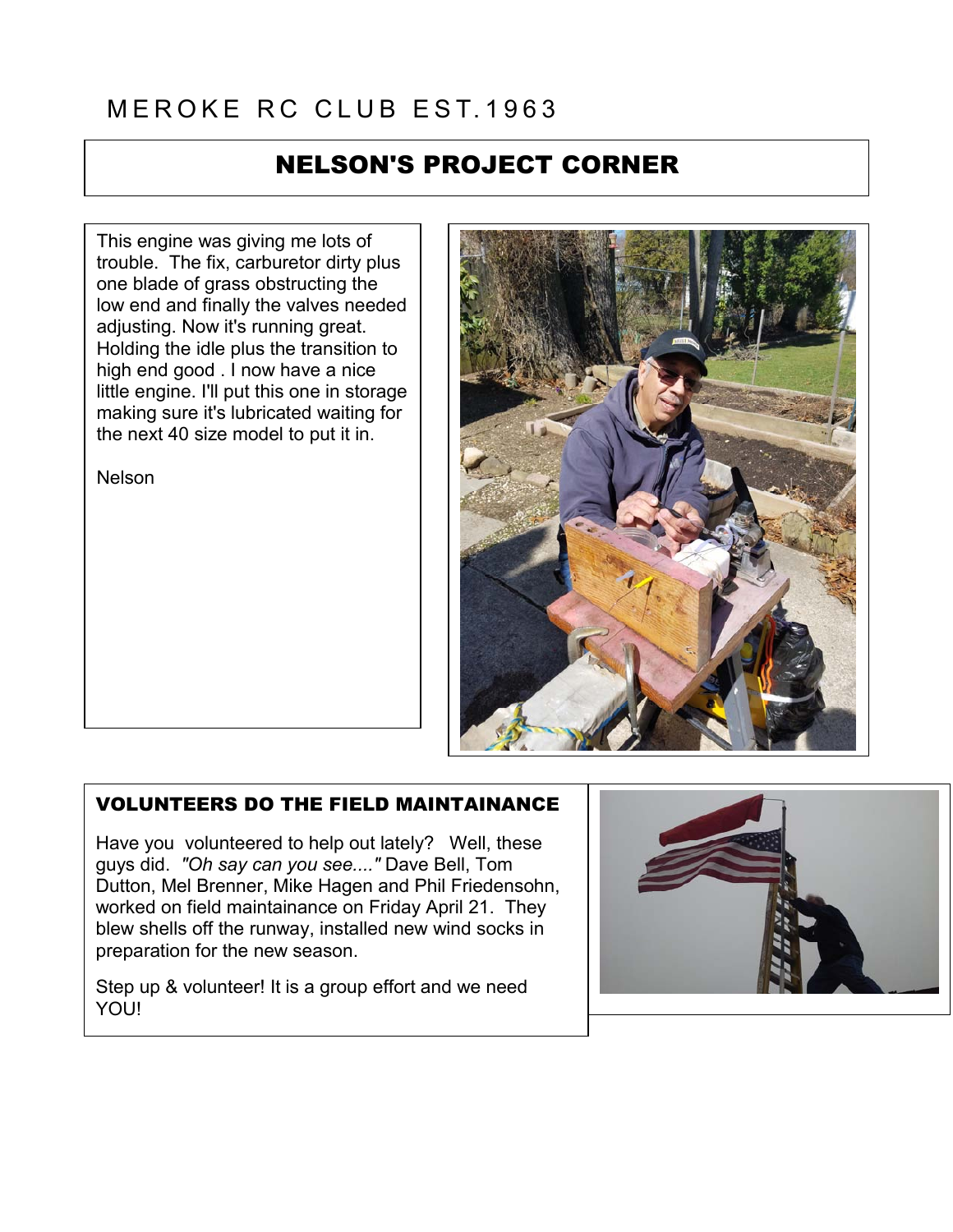MEROKE RC CLUB EST.1963

## NELSON'S PROJECT CORNER

This engine was giving me lots of trouble. The fix, carburetor dirty plus one blade of grass obstructing the low end and finally the valves needed adjusting. Now it's running great. Holding the idle plus the transition to high end good . I now have a nice little engine. I'll put this one in storage making sure it's lubricated waiting for the next 40 size model to put it in.

Nelson

### VOLUNTEERS DO THE FIELD MAINTAINANCE

Have you volunteered to help out lately? Well, these guys did. *"Oh say can you see...."* Dave Bell, Tom Dutton, Mel Brenner, Mike Hagen and Phil Friedensohn, worked on field maintainance on Friday April 21. They blew shells off the runway, installed new wind socks in preparation for the new season.

Step up & volunteer! It is a group effort and we need YOU!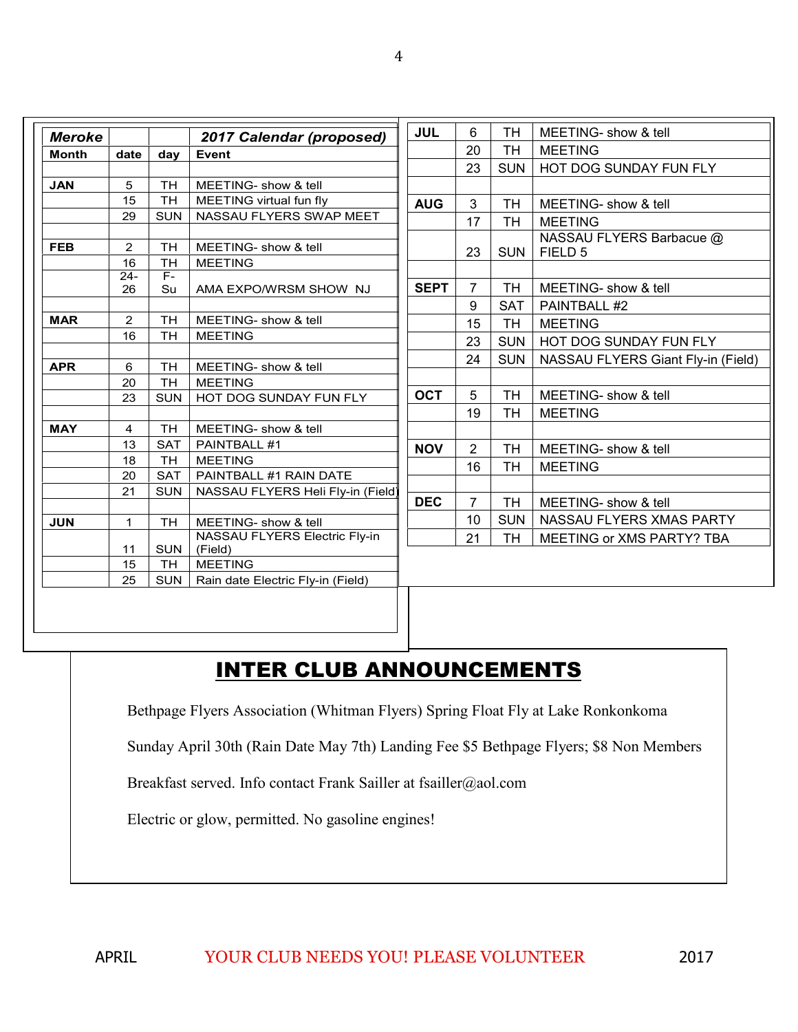| **Meroke** | | | **2017 Calendar (proposed)** |
|---|---|---|---|
| **Month** | **date** | **day** | **Event** |
| | | | |
| **JAN** | 5 | TH | MEETING- show & tell |
| | 15 | TH | MEETING virtual fun fly |
| | 29 | SUN | NASSAU FLYERS SWAP MEET |
| | | | |
| **FEB** | 2 | TH | MEETING- show & tell |
| | 16 | TH | MEETING |
| | 24-26 | F-Su | AMA EXPO/WRSM SHOW NJ |
| | | | |
| **MAR** | 2 | TH | MEETING- show & tell |
| | 16 | TH | MEETING |
| | | | |
| **APR** | 6 | TH | MEETING- show & tell |
| | 20 | TH | MEETING |
| | 23 | SUN | HOT DOG SUNDAY FUN FLY |
| | | | |
| **MAY** | 4 | TH | MEETING- show & tell |
| | 13 | SAT | PAINTBALL #1 |
| | 18 | TH | MEETING |
| | 20 | SAT | PAINTBALL #1 RAIN DATE |
| | 21 | SUN | NASSAU FLYERS Heli Fly-in (Field) |
| | | | |
| **JUN** | 1 | TH | MEETING- show & tell |
| | 11 | SUN | NASSAU FLYERS Electric Fly-in (Field) |
| | 15 | TH | MEETING |
| | 25 | SUN | Rain date Electric Fly-in (Field) |
| **JUL** | 6 | TH | MEETING- show & tell |
| | 20 | TH | MEETING |
| | 23 | SUN | HOT DOG SUNDAY FUN FLY |
| | | | |
| **AUG** | 3 | TH | MEETING- show & tell |
| | 17 | TH | MEETING |
| | 23 | SUN | NASSAU FLYERS Barbacue @ FIELD 5 |
| | | | |
| **SEPT** | 7 | TH | MEETING- show & tell |
| | 9 | SAT | PAINTBALL #2 |
| | 15 | TH | MEETING |
| | 23 | SUN | HOT DOG SUNDAY FUN FLY |
| | 24 | SUN | NASSAU FLYERS Giant Fly-in (Field) |
| | | | |
| **OCT** | 5 | TH | MEETING- show & tell |
| | 19 | TH | MEETING |
| | | | |
| **NOV** | 2 | TH | MEETING- show & tell |
| | 16 | TH | MEETING |
| | | | |
| **DEC** | 7 | TH | MEETING- show & tell |
| | 10 | SUN | NASSAU FLYERS XMAS PARTY |
| | 21 | TH | MEETING or XMS PARTY? TBA |

## INTER CLUB ANNOUNCEMENTS

Bethpage Flyers Association (Whitman Flyers) Spring Float Fly at Lake Ronkonkoma

Sunday April 30th (Rain Date May 7th) Landing Fee $5 Bethpage Flyers; $8 Non Members

Breakfast served. Info contact Frank Sailler at fsailler@aol.com

Electric or glow, permitted. No gasoline engines!

APRIL YOUR CLUB NEEDS YOU! PLEASE VOLUNTEER 2017